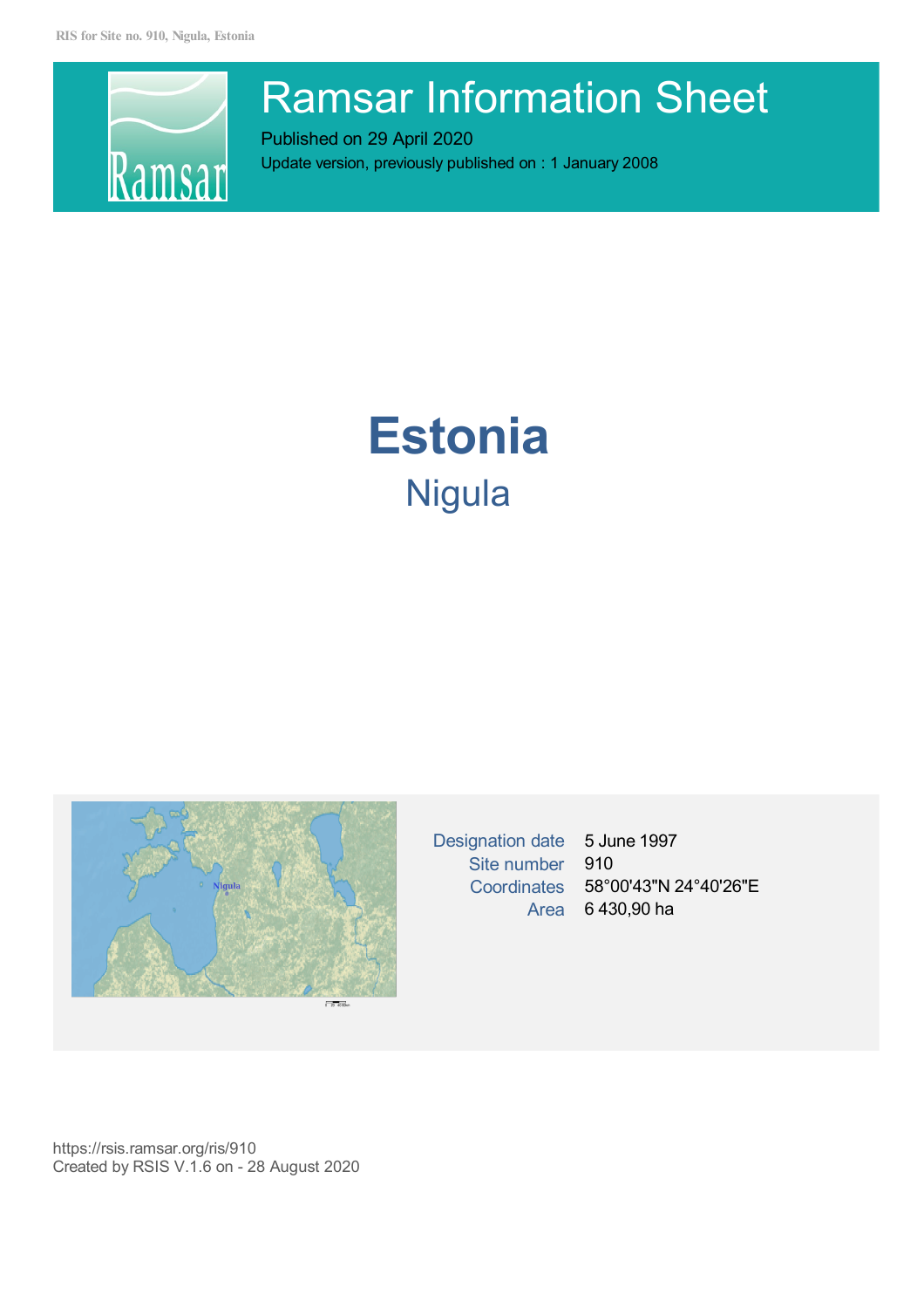# Ramsar Information Sheet

Published on 29 April 2020

Update version, previously published on : 1 January 2008

# Estonia

## Nigula

| | |
|---|---|
| Designation date | 5 June 1997 |
| Site number | 910 |
| Coordinates | 58°00'43"N 24°40'26"E |
| Area | 6 430,90 ha |

https://rsis.ramsar.org/ris/910

Created by RSIS V.1.6 on - 28 August 2020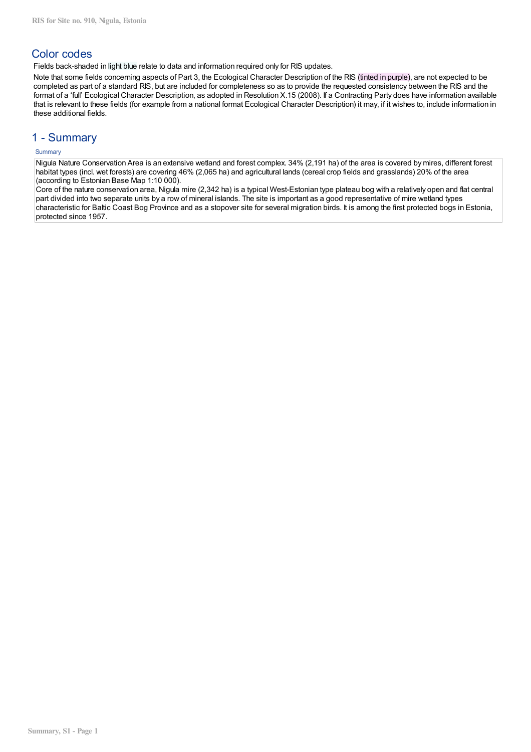## Color codes

Fields back-shaded in light blue relate to data and information required only for RIS updates.

Note that some fields concerning aspects of Part 3, the Ecological Character Description of the RIS (tinted in purple), are not expected to be completed as part of a standard RIS, but are included for completeness so as to provide the requested consistency between the RIS and the format of a 'full' Ecological Character Description, as adopted in Resolution X.15 (2008). If a Contracting Party does have information available that is relevant to these fields (for example from a national format Ecological Character Description) it may, if it wishes to, include information in these additional fields.

## 1 - Summary

Summary

Nigula Nature Conservation Area is an extensive wetland and forest complex. 34% (2,191 ha) of the area is covered by mires, different forest habitat types (incl. wet forests) are covering 46% (2,065 ha) and agricultural lands (cereal crop fields and grasslands) 20% of the area (according to Estonian Base Map 1:10 000).

Core of the nature conservation area, Nigula mire (2,342 ha) is a typical West-Estonian type plateau bog with a relatively open and flat central part divided into two separate units by a row of mineral islands. The site is important as a good representative of mire wetland types characteristic for Baltic Coast Bog Province and as a stopover site for several migration birds. It is among the first protected bogs in Estonia, protected since 1957.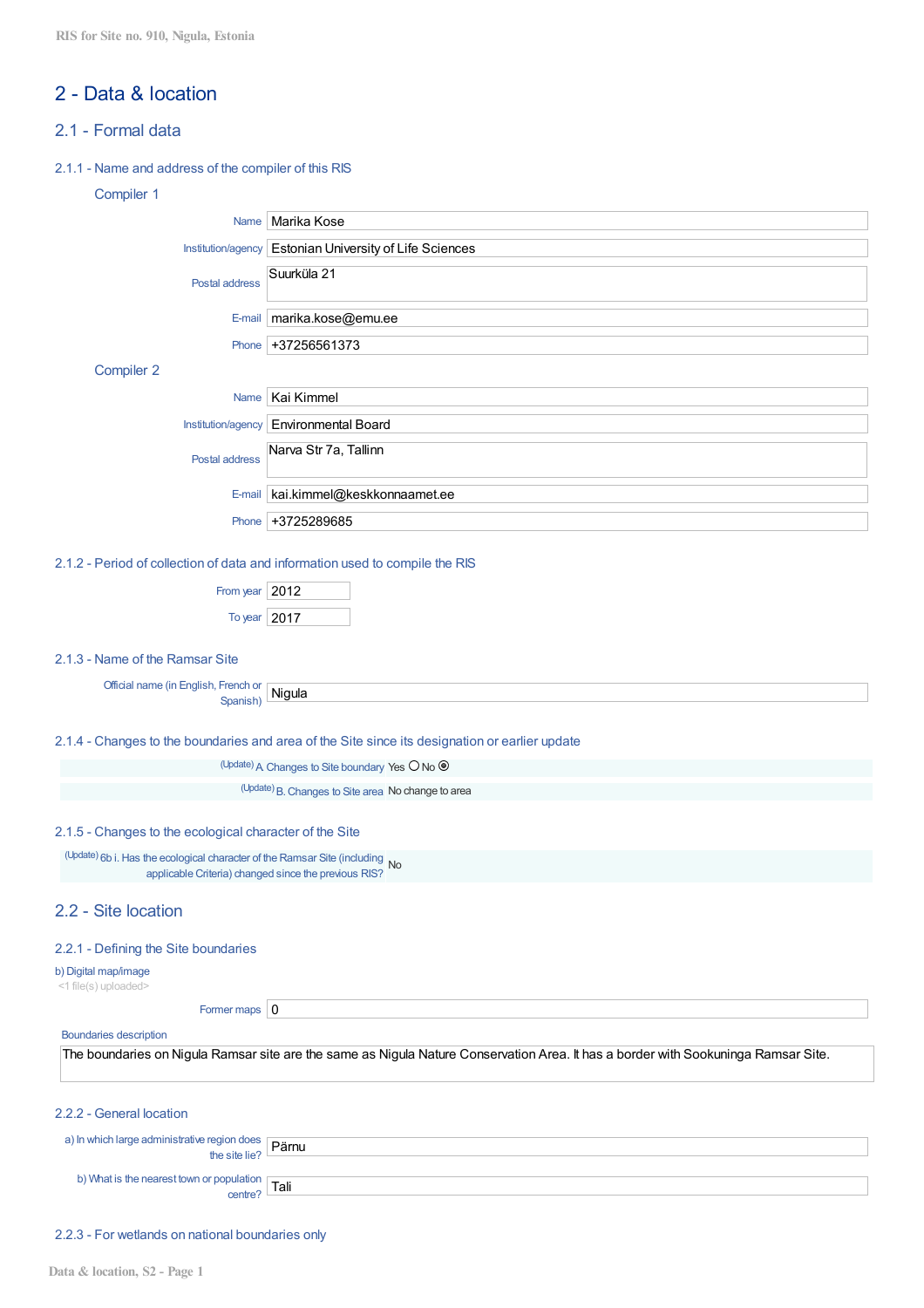# 2 - Data & location

## 2.1 - Formal data

### 2.1.1 - Name and address of the compiler of this RIS

#### Compiler 1

| | |
|---|---|
| Name | Marika Kose |
| Institution/agency | Estonian University of Life Sciences |
| Postal address | Suurküla 21 |
| E-mail | marika.kose@emu.ee |
| Phone | +37256561373 |

#### Compiler 2

| | |
|---|---|
| Name | Kai Kimmel |
| Institution/agency | Environmental Board |
| Postal address | Narva Str 7a, Tallinn |
| E-mail | kai.kimmel@keskkonnaamet.ee |
| Phone | +3725289685 |

### 2.1.2 - Period of collection of data and information used to compile the RIS

From year: 2012

To year: 2017

### 2.1.3 - Name of the Ramsar Site

Official name (in English, French or Spanish): Nigula

### 2.1.4 - Changes to the boundaries and area of the Site since its designation or earlier update

(Update) A. Changes to Site boundary: Yes ○ No ◉

(Update) B. Changes to Site area: No change to area

### 2.1.5 - Changes to the ecological character of the Site

(Update) 6b i. Has the ecological character of the Ramsar Site (including applicable Criteria) changed since the previous RIS? No

## 2.2 - Site location

### 2.2.1 - Defining the Site boundaries

b) Digital map/image

<1 file(s) uploaded>

Former maps: 0

Boundaries description

The boundaries on Nigula Ramsar site are the same as Nigula Nature Conservation Area. It has a border with Sookuninga Ramsar Site.

### 2.2.2 - General location

a) In which large administrative region does the site lie? Pärnu

b) What is the nearest town or population centre? Tali

### 2.2.3 - For wetlands on national boundaries only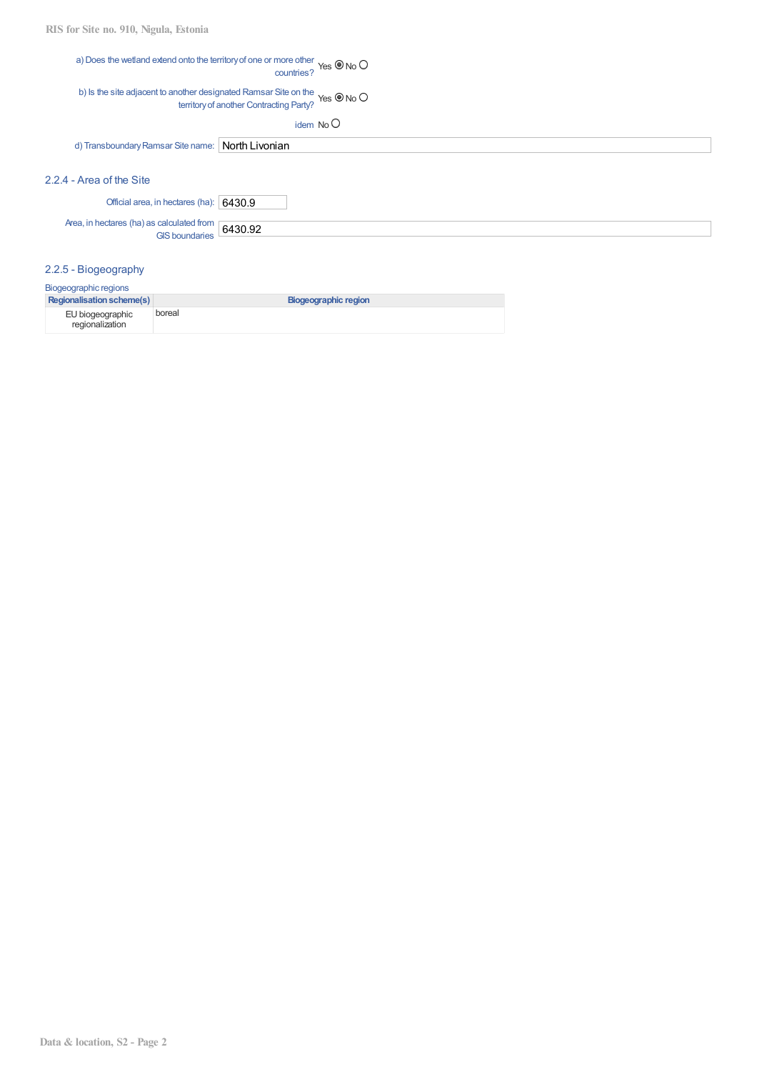a) Does the wetland extend onto the territory of one or more other countries? Yes ◉ No ○

b) Is the site adjacent to another designated Ramsar Site on the territory of another Contracting Party? Yes ◉ No ○

idem No ○

d) Transboundary Ramsar Site name: North Livonian

### 2.2.4 - Area of the Site

Official area, in hectares (ha): 6430.9

Area, in hectares (ha) as calculated from GIS boundaries: 6430.92

### 2.2.5 - Biogeography

Biogeographic regions

| Regionalisation scheme(s) | Biogeographic region |
| --- | --- |
| EU biogeographic regionalization | boreal |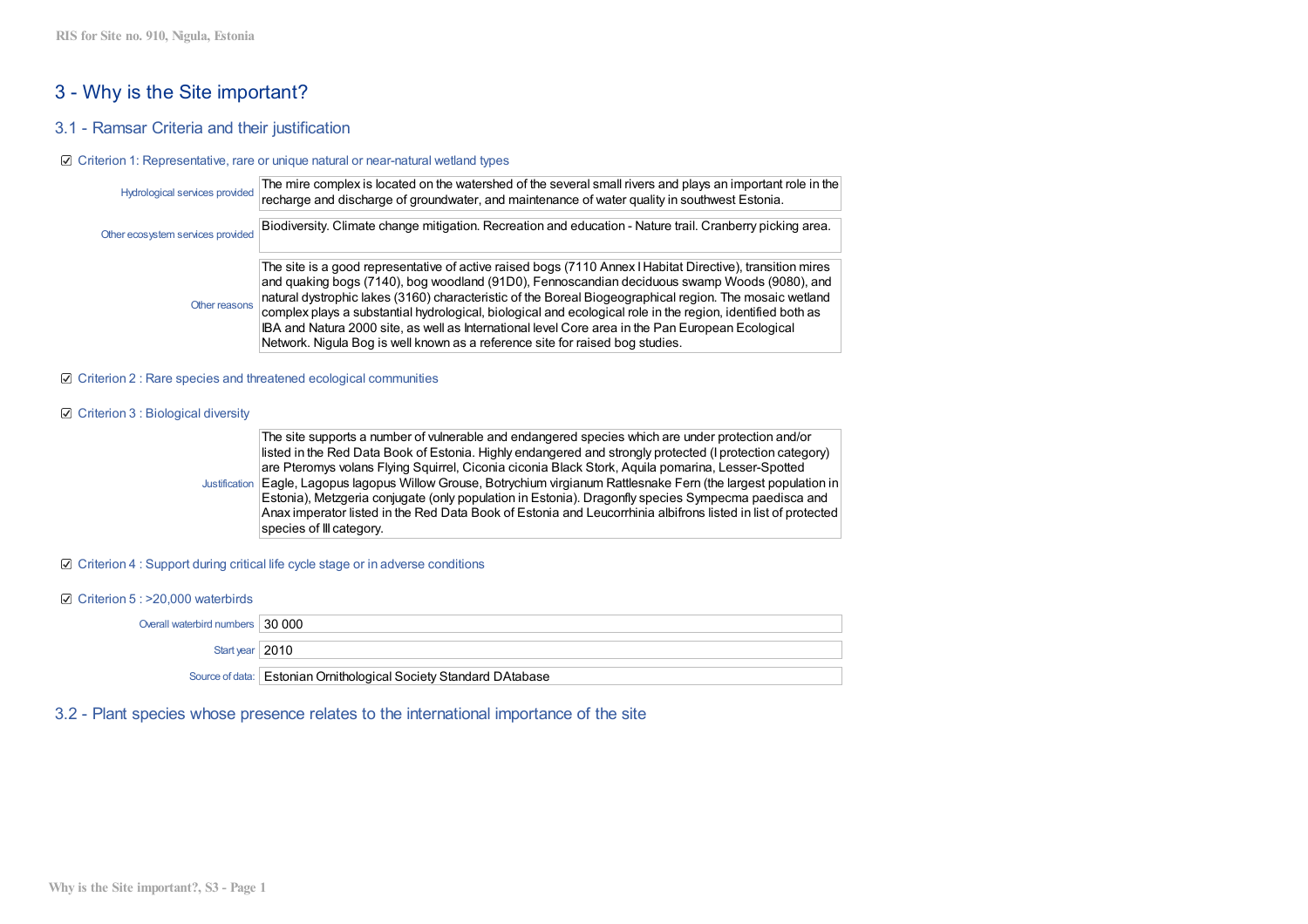## 3 - Why is the Site important?

### 3.1 - Ramsar Criteria and their justification

☑ Criterion 1: Representative, rare or unique natural or near-natural wetland types

| | |
|---|---|
| Hydrological services provided | The mire complex is located on the watershed of the several small rivers and plays an important role in the recharge and discharge of groundwater, and maintenance of water quality in southwest Estonia. |
| Other ecosystem services provided | Biodiversity. Climate change mitigation. Recreation and education - Nature trail. Cranberry picking area. |
| Other reasons | The site is a good representative of active raised bogs (7110 Annex I Habitat Directive), transition mires and quaking bogs (7140), bog woodland (91D0), Fennoscandian deciduous swamp Woods (9080), and natural dystrophic lakes (3160) characteristic of the Boreal Biogeographical region. The mosaic wetland complex plays a substantial hydrological, biological and ecological role in the region, identified both as IBA and Natura 2000 site, as well as International level Core area in the Pan European Ecological Network. Nigula Bog is well known as a reference site for raised bog studies. |

☑ Criterion 2 : Rare species and threatened ecological communities

☑ Criterion 3 : Biological diversity

| | |
|---|---|
| Justification | The site supports a number of vulnerable and endangered species which are under protection and/or listed in the Red Data Book of Estonia. Highly endangered and strongly protected (I protection category) are Pteromys volans Flying Squirrel, Ciconia ciconia Black Stork, Aquila pomarina, Lesser-Spotted Eagle, Lagopus lagopus Willow Grouse, Botrychium virgianum Rattlesnake Fern (the largest population in Estonia), Metzgeria conjugate (only population in Estonia). Dragonfly species Sympecma paedisca and Anax imperator listed in the Red Data Book of Estonia and Leucorrhinia albifrons listed in list of protected species of III category. |

☑ Criterion 4 : Support during critical life cycle stage or in adverse conditions

☑ Criterion 5 : >20,000 waterbirds

| | |
|---|---|
| Overall waterbird numbers | 30 000 |
| Start year | 2010 |
| Source of data: | Estonian Ornithological Society Standard DAtabase |

### 3.2 - Plant species whose presence relates to the international importance of the site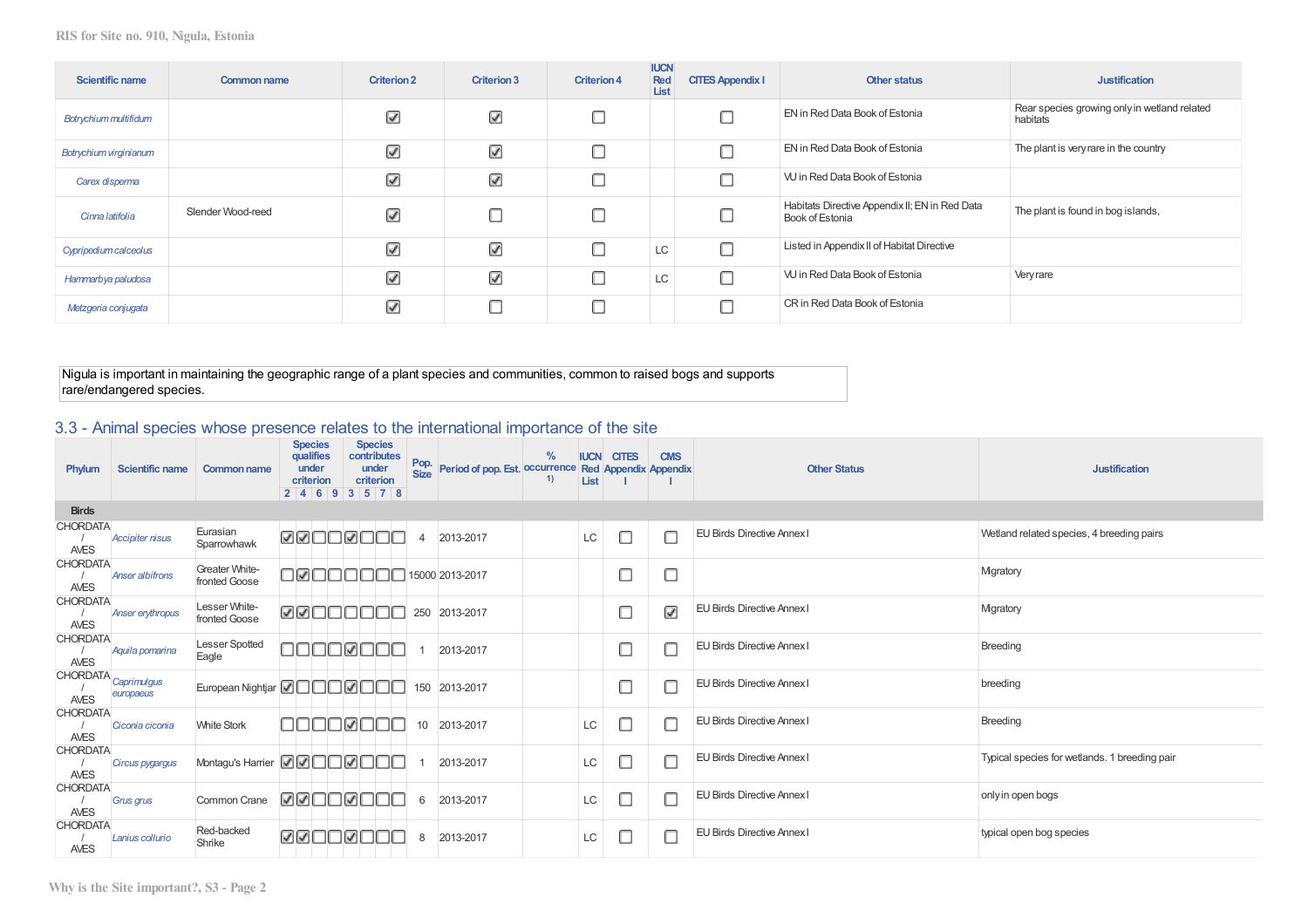| Scientific name | Common name | Criterion 2 | Criterion 3 | Criterion 4 | IUCN Red List | CITES Appendix I | Other status | Justification |
|---|---|---|---|---|---|---|---|---|
| *Botrychium multifidum* | | ☑ | ☑ | ☐ | | ☐ | EN in Red Data Book of Estonia | Rear species growing only in wetland related habitats |
| *Botrychium virginianum* | | ☑ | ☑ | ☐ | | ☐ | EN in Red Data Book of Estonia | The plant is very rare in the country |
| *Carex disperma* | | ☑ | ☑ | ☐ | | ☐ | VU in Red Data Book of Estonia | |
| *Cinna latifolia* | Slender Wood-reed | ☑ | ☐ | ☐ | | ☐ | Habitats Directive Appendix II; EN in Red Data Book of Estonia | The plant is found in bog islands, |
| *Cypripedium calceolus* | | ☑ | ☑ | ☐ | LC | ☐ | Listed in Appendix II of Habitat Directive | |
| *Hammarbya paludosa* | | ☑ | ☑ | ☐ | LC | ☐ | VU in Red Data Book of Estonia | Very rare |
| *Metzgeria conjugata* | | ☑ | ☐ | ☐ | | ☐ | CR in Red Data Book of Estonia | |

Nigula is important in maintaining the geographic range of a plant species and communities, common to raised bogs and supports rare/endangered species.

## 3.3 - Animal species whose presence relates to the international importance of the site

| Phylum | Scientific name | Common name | Species qualifies under criterion 2 | 4 | 6 | 9 | Species contributes under criterion 3 | 5 | 7 | 8 | Pop. Size | Period of pop. Est. | % occurrence 1) | IUCN Red List | CITES Appendix I | CMS Appendix I | Other Status | Justification |
|---|---|---|---|---|---|---|---|---|---|---|---|---|---|---|---|---|---|---|
| **Birds** | | | | | | | | | | | | | | | | | | |
| CHORDATA / AVES | *Accipiter nisus* | Eurasian Sparrowhawk | ☑ | ☑ | ☐ | ☐ | ☑ | ☐ | ☐ | ☐ | 4 | 2013-2017 | | LC | ☐ | ☐ | EU Birds Directive Annex I | Wetland related species, 4 breeding pairs |
| CHORDATA / AVES | *Anser albifrons* | Greater White-fronted Goose | ☐ | ☑ | ☐ | ☐ | ☐ | ☐ | ☐ | ☐ | 15000 | 2013-2017 | | | ☐ | ☐ | | Migratory |
| CHORDATA / AVES | *Anser erythropus* | Lesser White-fronted Goose | ☑ | ☑ | ☐ | ☐ | ☐ | ☐ | ☐ | ☐ | 250 | 2013-2017 | | | ☐ | ☑ | EU Birds Directive Annex I | Migratory |
| CHORDATA / AVES | *Aquila pomarina* | Lesser Spotted Eagle | ☐ | ☐ | ☐ | ☐ | ☑ | ☐ | ☐ | ☐ | 1 | 2013-2017 | | | ☐ | ☐ | EU Birds Directive Annex I | Breeding |
| CHORDATA / AVES | *Caprimulgus europaeus* | European Nightjar | ☑ | ☐ | ☐ | ☐ | ☑ | ☐ | ☐ | ☐ | 150 | 2013-2017 | | | ☐ | ☐ | EU Birds Directive Annex I | breeding |
| CHORDATA / AVES | *Ciconia ciconia* | White Stork | ☐ | ☐ | ☐ | ☐ | ☑ | ☐ | ☐ | ☐ | 10 | 2013-2017 | | LC | ☐ | ☐ | EU Birds Directive Annex I | Breeding |
| CHORDATA / AVES | *Circus pygargus* | Montagu's Harrier | ☑ | ☑ | ☐ | ☐ | ☑ | ☐ | ☐ | ☐ | 1 | 2013-2017 | | LC | ☐ | ☐ | EU Birds Directive Annex I | Typical species for wetlands. 1 breeding pair |
| CHORDATA / AVES | *Grus grus* | Common Crane | ☑ | ☑ | ☐ | ☐ | ☑ | ☐ | ☐ | ☐ | 6 | 2013-2017 | | LC | ☐ | ☐ | EU Birds Directive Annex I | only in open bogs |
| CHORDATA / AVES | *Lanius collurio* | Red-backed Shrike | ☑ | ☑ | ☐ | ☐ | ☑ | ☐ | ☐ | ☐ | 8 | 2013-2017 | | LC | ☐ | ☐ | EU Birds Directive Annex I | typical open bog species |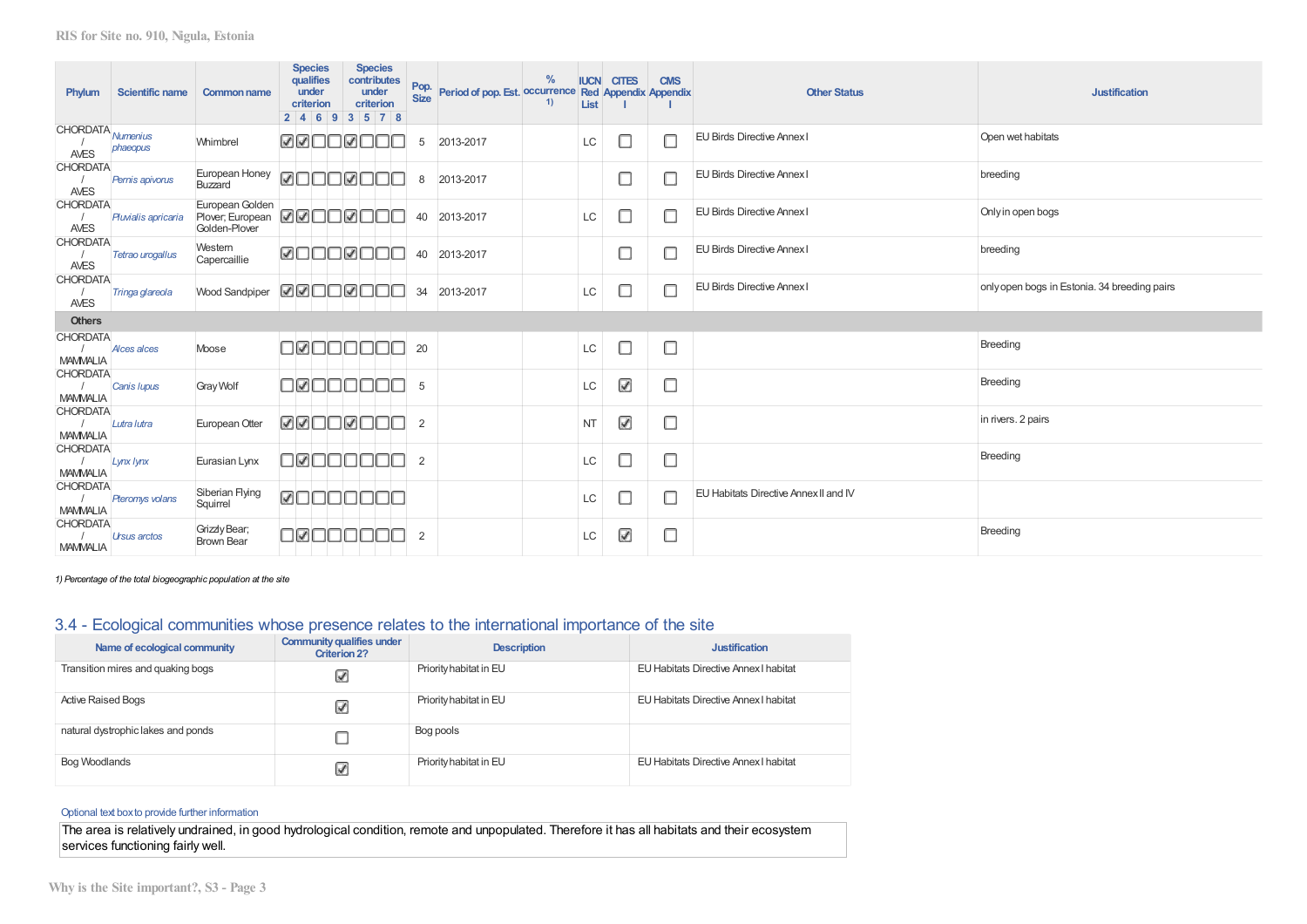| Phylum | Scientific name | Common name | Species qualifies under criterion | | | | Species contributes under criterion | | | | Pop. Size | Period of pop. Est. | % occurrence 1) | IUCN Red List | CITES Appendix I | CMS Appendix I | Other Status | Justification |
|---|---|---|---|---|---|---|---|---|---|---|---|---|---|---|---|---|---|---|
| | | | 2 | 4 | 6 | 9 | 3 | 5 | 7 | 8 | | | | | | | | |
| CHORDATA / AVES | *Numenius phaeopus* | Whimbrel | ☑ | ☑ | ☐ | ☐ | ☑ | ☐ | ☐ | ☐ | 5 | 2013-2017 | | LC | ☐ | ☐ | EU Birds Directive Annex I | Open wet habitats |
| CHORDATA / AVES | *Pernis apivorus* | European Honey Buzzard | ☑ | ☐ | ☐ | ☐ | ☑ | ☐ | ☐ | ☐ | 8 | 2013-2017 | | | ☐ | ☐ | EU Birds Directive Annex I | breeding |
| CHORDATA / AVES | *Pluvialis apricaria* | European Golden Plover; European Golden-Plover | ☑ | ☑ | ☐ | ☐ | ☑ | ☐ | ☐ | ☐ | 40 | 2013-2017 | | LC | ☐ | ☐ | EU Birds Directive Annex I | Only in open bogs |
| CHORDATA / AVES | *Tetrao urogallus* | Western Capercaillie | ☑ | ☐ | ☐ | ☐ | ☑ | ☐ | ☐ | ☐ | 40 | 2013-2017 | | | ☐ | ☐ | EU Birds Directive Annex I | breeding |
| CHORDATA / AVES | *Tringa glareola* | Wood Sandpiper | ☑ | ☑ | ☐ | ☐ | ☑ | ☐ | ☐ | ☐ | 34 | 2013-2017 | | LC | ☐ | ☐ | EU Birds Directive Annex I | only open bogs in Estonia. 34 breeding pairs |
| **Others** | | | | | | | | | | | | | | | | | | |
| CHORDATA / MAMMALIA | *Alces alces* | Moose | ☐ | ☑ | ☐ | ☐ | ☐ | ☐ | ☐ | ☐ | 20 | | | LC | ☐ | ☐ | | Breeding |
| CHORDATA / MAMMALIA | *Canis lupus* | Gray Wolf | ☐ | ☑ | ☐ | ☐ | ☐ | ☐ | ☐ | ☐ | 5 | | | LC | ☑ | ☐ | | Breeding |
| CHORDATA / MAMMALIA | *Lutra lutra* | European Otter | ☑ | ☑ | ☐ | ☐ | ☑ | ☐ | ☐ | ☐ | 2 | | | NT | ☑ | ☐ | | in rivers. 2 pairs |
| CHORDATA / MAMMALIA | *Lynx lynx* | Eurasian Lynx | ☐ | ☑ | ☐ | ☐ | ☐ | ☐ | ☐ | ☐ | 2 | | | LC | ☐ | ☐ | | Breeding |
| CHORDATA / MAMMALIA | *Pteromys volans* | Siberian Flying Squirrel | ☑ | ☐ | ☐ | ☐ | ☐ | ☐ | ☐ | ☐ | | | | LC | ☐ | ☐ | EU Habitats Directive Annex II and IV | |
| CHORDATA / MAMMALIA | *Ursus arctos* | Grizzly Bear; Brown Bear | ☐ | ☑ | ☐ | ☐ | ☐ | ☐ | ☐ | ☐ | 2 | | | LC | ☑ | ☐ | | Breeding |

*1) Percentage of the total biogeographic population at the site*

## 3.4 - Ecological communities whose presence relates to the international importance of the site

| Name of ecological community | Community qualifies under Criterion 2? | Description | Justification |
|---|---|---|---|
| Transition mires and quaking bogs | ☑ | Priority habitat in EU | EU Habitats Directive Annex I habitat |
| Active Raised Bogs | ☑ | Priority habitat in EU | EU Habitats Directive Annex I habitat |
| natural dystrophic lakes and ponds | ☐ | Bog pools | |
| Bog Woodlands | ☑ | Priority habitat in EU | EU Habitats Directive Annex I habitat |

Optional text box to provide further information

The area is relatively undrained, in good hydrological condition, remote and unpopulated. Therefore it has all habitats and their ecosystem services functioning fairly well.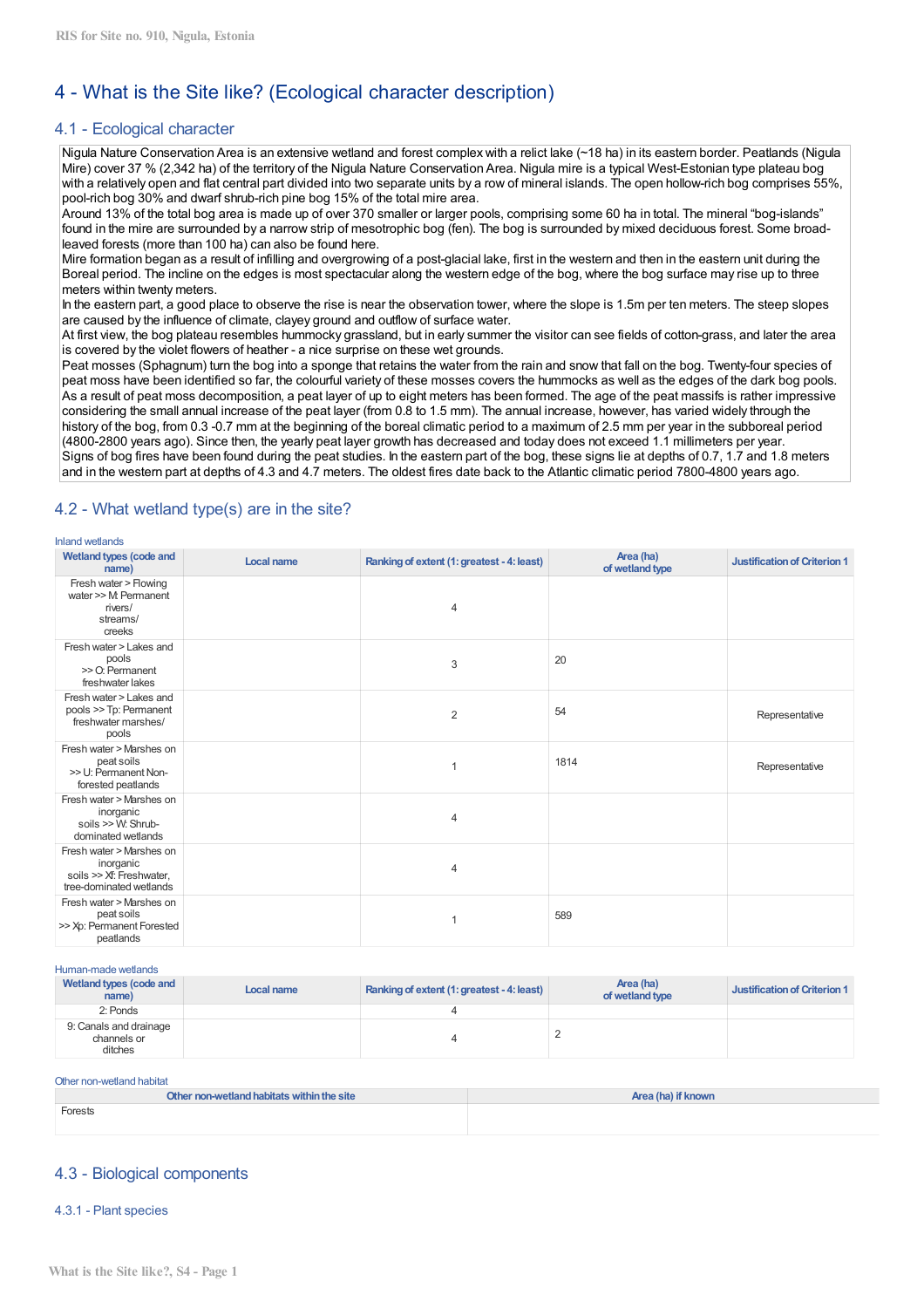# 4 - What is the Site like? (Ecological character description)

## 4.1 - Ecological character

Nigula Nature Conservation Area is an extensive wetland and forest complex with a relict lake (~18 ha) in its eastern border. Peatlands (Nigula Mire) cover 37 % (2,342 ha) of the territory of the Nigula Nature Conservation Area. Nigula mire is a typical West-Estonian type plateau bog with a relatively open and flat central part divided into two separate units by a row of mineral islands. The open hollow-rich bog comprises 55%, pool-rich bog 30% and dwarf shrub-rich pine bog 15% of the total mire area.
Around 13% of the total bog area is made up of over 370 smaller or larger pools, comprising some 60 ha in total. The mineral "bog-islands" found in the mire are surrounded by a narrow strip of mesotrophic bog (fen). The bog is surrounded by mixed deciduous forest. Some broad-leaved forests (more than 100 ha) can also be found here.
Mire formation began as a result of infilling and overgrowing of a post-glacial lake, first in the western and then in the eastern unit during the Boreal period. The incline on the edges is most spectacular along the western edge of the bog, where the bog surface may rise up to three meters within twenty meters.
In the eastern part, a good place to observe the rise is near the observation tower, where the slope is 1.5m per ten meters. The steep slopes are caused by the influence of climate, clayey ground and outflow of surface water.
At first view, the bog plateau resembles hummocky grassland, but in early summer the visitor can see fields of cotton-grass, and later the area is covered by the violet flowers of heather - a nice surprise on these wet grounds.
Peat mosses (Sphagnum) turn the bog into a sponge that retains the water from the rain and snow that fall on the bog. Twenty-four species of peat moss have been identified so far, the colourful variety of these mosses covers the hummocks as well as the edges of the dark bog pools. As a result of peat moss decomposition, a peat layer of up to eight meters has been formed. The age of the peat massifs is rather impressive considering the small annual increase of the peat layer (from 0.8 to 1.5 mm). The annual increase, however, has varied widely through the history of the bog, from 0.3 -0.7 mm at the beginning of the boreal climatic period to a maximum of 2.5 mm per year in the subboreal period (4800-2800 years ago). Since then, the yearly peat layer growth has decreased and today does not exceed 1.1 millimeters per year.
Signs of bog fires have been found during the peat studies. In the eastern part of the bog, these signs lie at depths of 0.7, 1.7 and 1.8 meters and in the western part at depths of 4.3 and 4.7 meters. The oldest fires date back to the Atlantic climatic period 7800-4800 years ago.

## 4.2 - What wetland type(s) are in the site?

Inland wetlands

| Wetland types (code and name) | Local name | Ranking of extent (1: greatest - 4: least) | Area (ha) of wetland type | Justification of Criterion 1 |
|---|---|---|---|---|
| Fresh water > Flowing water >> M: Permanent rivers/ streams/ creeks | | 4 | | |
| Fresh water > Lakes and pools >> O: Permanent freshwater lakes | | 3 | 20 | |
| Fresh water > Lakes and pools >> Tp: Permanent freshwater marshes/ pools | | 2 | 54 | Representative |
| Fresh water > Marshes on peat soils >> U: Permanent Non-forested peatlands | | 1 | 1814 | Representative |
| Fresh water > Marshes on inorganic soils >> W: Shrub-dominated wetlands | | 4 | | |
| Fresh water > Marshes on inorganic soils >> Xf: Freshwater, tree-dominated wetlands | | 4 | | |
| Fresh water > Marshes on peat soils >> Xp: Permanent Forested peatlands | | 1 | 589 | |

Human-made wetlands

| Wetland types (code and name) | Local name | Ranking of extent (1: greatest - 4: least) | Area (ha) of wetland type | Justification of Criterion 1 |
|---|---|---|---|---|
| 2: Ponds | | 4 | | |
| 9: Canals and drainage channels or ditches | | 4 | 2 | |

Other non-wetland habitat

| Other non-wetland habitats within the site | Area (ha) if known |
|---|---|
| Forests | |

## 4.3 - Biological components

### 4.3.1 - Plant species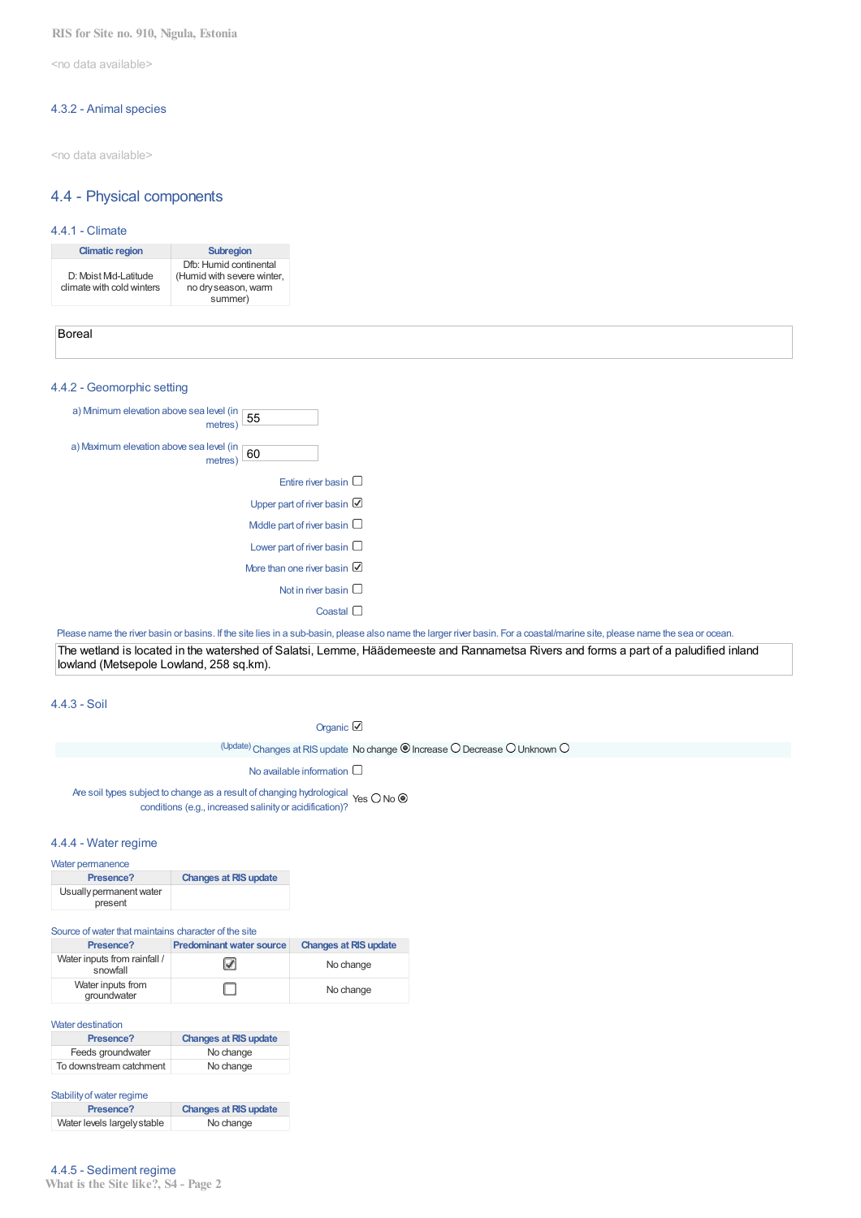<no data available>

### 4.3.2 - Animal species

<no data available>

## 4.4 - Physical components

### 4.4.1 - Climate

| Climatic region | Subregion |
|---|---|
| D: Moist Mid-Latitude climate with cold winters | Dfb: Humid continental (Humid with severe winter, no dry season, warm summer) |

Boreal

### 4.4.2 - Geomorphic setting

a) Minimum elevation above sea level (in metres): 55

a) Maximum elevation above sea level (in metres): 60

- Entire river basin ☐
- Upper part of river basin ☑
- Middle part of river basin ☐
- Lower part of river basin ☐
- More than one river basin ☑
- Not in river basin ☐
- Coastal ☐

Please name the river basin or basins. If the site lies in a sub-basin, please also name the larger river basin. For a coastal/marine site, please name the sea or ocean.

The wetland is located in the watershed of Salatsi, Lemme, Häädemeeste and Rannametsa Rivers and forms a part of a paludified inland lowland (Metsepole Lowland, 258 sq.km).

### 4.4.3 - Soil

Organic ☑

(Update) Changes at RIS update: No change ◉ Increase ○ Decrease ○ Unknown ○

No available information ☐

Are soil types subject to change as a result of changing hydrological conditions (e.g., increased salinity or acidification)? Yes ○ No ◉

### 4.4.4 - Water regime

Water permanence

| Presence? | Changes at RIS update |
|---|---|
| Usually permanent water present | |

Source of water that maintains character of the site

| Presence? | Predominant water source | Changes at RIS update |
|---|---|---|
| Water inputs from rainfall / snowfall | ☑ | No change |
| Water inputs from groundwater | ☐ | No change |

Water destination

| Presence? | Changes at RIS update |
|---|---|
| Feeds groundwater | No change |
| To downstream catchment | No change |

Stability of water regime

| Presence? | Changes at RIS update |
|---|---|
| Water levels largely stable | No change |

### 4.4.5 - Sediment regime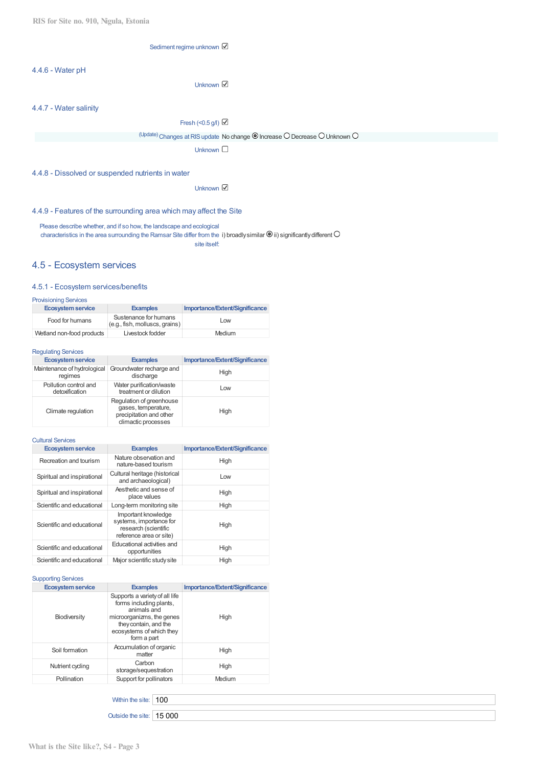Sediment regime unknown ☑

### 4.4.6 - Water pH

Unknown ☑

### 4.4.7 - Water salinity

Fresh (<0.5 g/l) ☑

(Update) Changes at RIS update No change ◉ Increase ○ Decrease ○ Unknown ○

Unknown ☐

### 4.4.8 - Dissolved or suspended nutrients in water

Unknown ☑

### 4.4.9 - Features of the surrounding area which may affect the Site

Please describe whether, and if so how, the landscape and ecological characteristics in the area surrounding the Ramsar Site differ from the site itself: i) broadly similar ◉ ii) significantly different ○

## 4.5 - Ecosystem services

### 4.5.1 - Ecosystem services/benefits

Provisioning Services

| Ecosystem service | Examples | Importance/Extent/Significance |
|---|---|---|
| Food for humans | Sustenance for humans (e.g., fish, molluscs, grains) | Low |
| Wetland non-food products | Livestock fodder | Medium |

Regulating Services

| Ecosystem service | Examples | Importance/Extent/Significance |
|---|---|---|
| Maintenance of hydrological regimes | Groundwater recharge and discharge | High |
| Pollution control and detoxification | Water purification/waste treatment or dilution | Low |
| Climate regulation | Regulation of greenhouse gases, temperature, precipitation and other climactic processes | High |

Cultural Services

| Ecosystem service | Examples | Importance/Extent/Significance |
|---|---|---|
| Recreation and tourism | Nature observation and nature-based tourism | High |
| Spiritual and inspirational | Cultural heritage (historical and archaeological) | Low |
| Spiritual and inspirational | Aesthetic and sense of place values | High |
| Scientific and educational | Long-term monitoring site | High |
| Scientific and educational | Important knowledge systems, importance for research (scientific reference area or site) | High |
| Scientific and educational | Educational activities and opportunities | High |
| Scientific and educational | Major scientific study site | High |

Supporting Services

| Ecosystem service | Examples | Importance/Extent/Significance |
|---|---|---|
| Biodiversity | Supports a variety of all life forms including plants, animals and microorganizms, the genes they contain, and the ecosystems of which they form a part | High |
| Soil formation | Accumulation of organic matter | High |
| Nutrient cycling | Carbon storage/sequestration | High |
| Pollination | Support for pollinators | Medium |

Within the site: 100

Outside the site: 15 000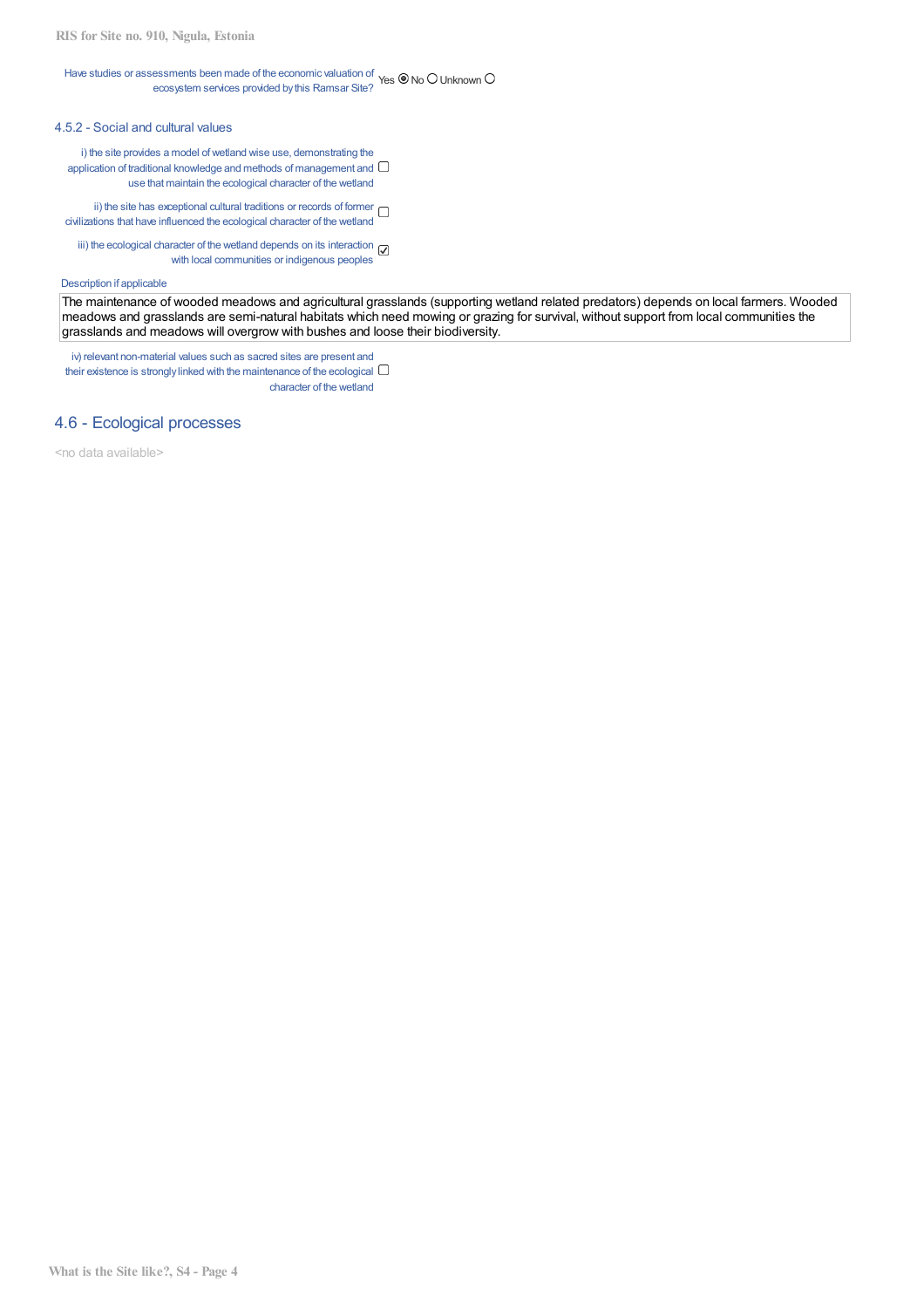Have studies or assessments been made of the economic valuation of ecosystem services provided by this Ramsar Site? Yes ◉ No ○ Unknown ○

### 4.5.2 - Social and cultural values

i) the site provides a model of wetland wise use, demonstrating the application of traditional knowledge and methods of management and use that maintain the ecological character of the wetland ☐

ii) the site has exceptional cultural traditions or records of former civilizations that have influenced the ecological character of the wetland ☐

iii) the ecological character of the wetland depends on its interaction with local communities or indigenous peoples ☑

Description if applicable

The maintenance of wooded meadows and agricultural grasslands (supporting wetland related predators) depends on local farmers. Wooded meadows and grasslands are semi-natural habitats which need mowing or grazing for survival, without support from local communities the grasslands and meadows will overgrow with bushes and loose their biodiversity.

iv) relevant non-material values such as sacred sites are present and their existence is strongly linked with the maintenance of the ecological character of the wetland ☐

## 4.6 - Ecological processes

<no data available>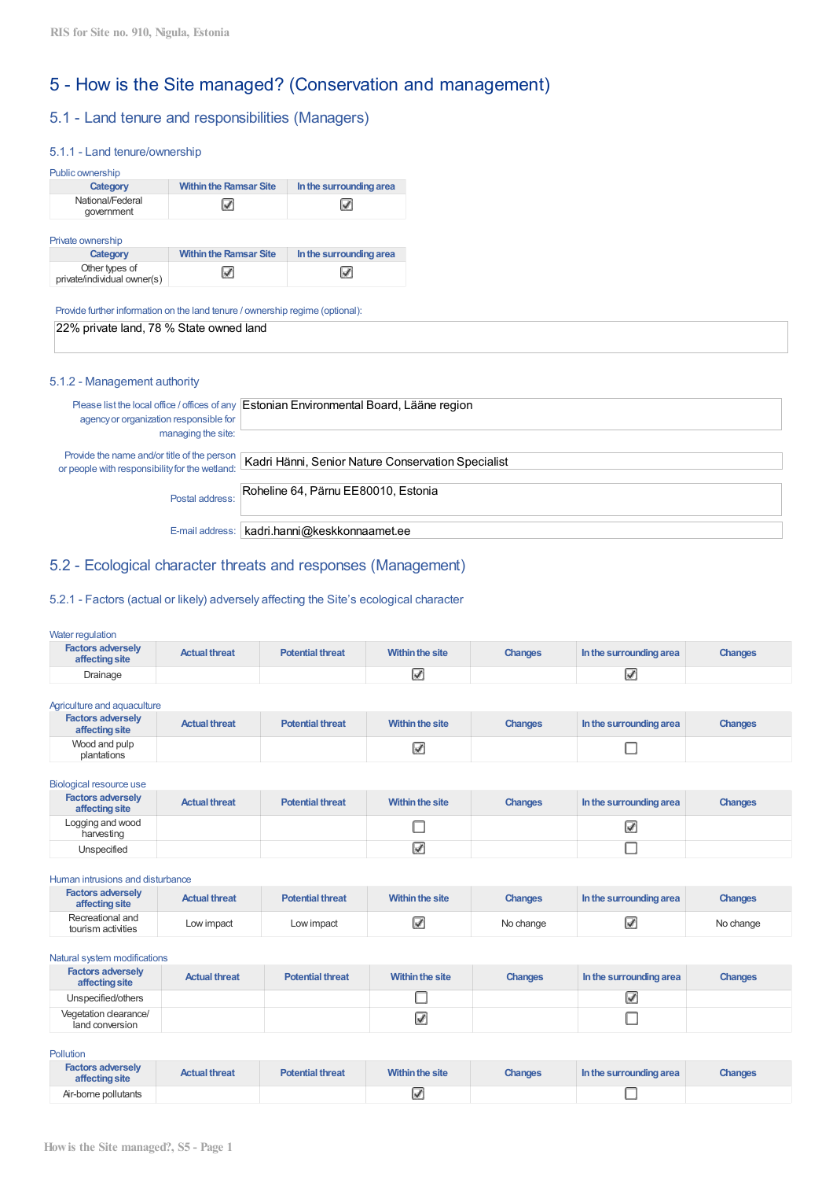# 5 - How is the Site managed? (Conservation and management)

## 5.1 - Land tenure and responsibilities (Managers)

### 5.1.1 - Land tenure/ownership

Public ownership

| Category | Within the Ramsar Site | In the surrounding area |
|---|---|---|
| National/Federal government | ☑ | ☑ |

Private ownership

| Category | Within the Ramsar Site | In the surrounding area |
|---|---|---|
| Other types of private/individual owner(s) | ☑ | ☑ |

Provide further information on the land tenure / ownership regime (optional):

22% private land, 78 % State owned land

### 5.1.2 - Management authority

Please list the local office / offices of any agency or organization responsible for managing the site: Estonian Environmental Board, Lääne region

Provide the name and/or title of the person or people with responsibility for the wetland: Kadri Hänni, Senior Nature Conservation Specialist

Postal address: Roheline 64, Pärnu EE80010, Estonia

E-mail address: kadri.hanni@keskkonnaamet.ee

## 5.2 - Ecological character threats and responses (Management)

### 5.2.1 - Factors (actual or likely) adversely affecting the Site's ecological character

Water regulation

| Factors adversely affecting site | Actual threat | Potential threat | Within the site | Changes | In the surrounding area | Changes |
|---|---|---|---|---|---|---|
| Drainage | | | ☑ | | ☑ | |

Agriculture and aquaculture

| Factors adversely affecting site | Actual threat | Potential threat | Within the site | Changes | In the surrounding area | Changes |
|---|---|---|---|---|---|---|
| Wood and pulp plantations | | | ☑ | | ☐ | |

Biological resource use

| Factors adversely affecting site | Actual threat | Potential threat | Within the site | Changes | In the surrounding area | Changes |
|---|---|---|---|---|---|---|
| Logging and wood harvesting | | | ☐ | | ☑ | |
| Unspecified | | | ☑ | | ☐ | |

Human intrusions and disturbance

| Factors adversely affecting site | Actual threat | Potential threat | Within the site | Changes | In the surrounding area | Changes |
|---|---|---|---|---|---|---|
| Recreational and tourism activities | Low impact | Low impact | ☑ | No change | ☑ | No change |

Natural system modifications

| Factors adversely affecting site | Actual threat | Potential threat | Within the site | Changes | In the surrounding area | Changes |
|---|---|---|---|---|---|---|
| Unspecified/others | | | ☐ | | ☑ | |
| Vegetation clearance/ land conversion | | | ☑ | | ☐ | |

Pollution

| Factors adversely affecting site | Actual threat | Potential threat | Within the site | Changes | In the surrounding area | Changes |
|---|---|---|---|---|---|---|
| Air-borne pollutants | | | ☑ | | ☐ | |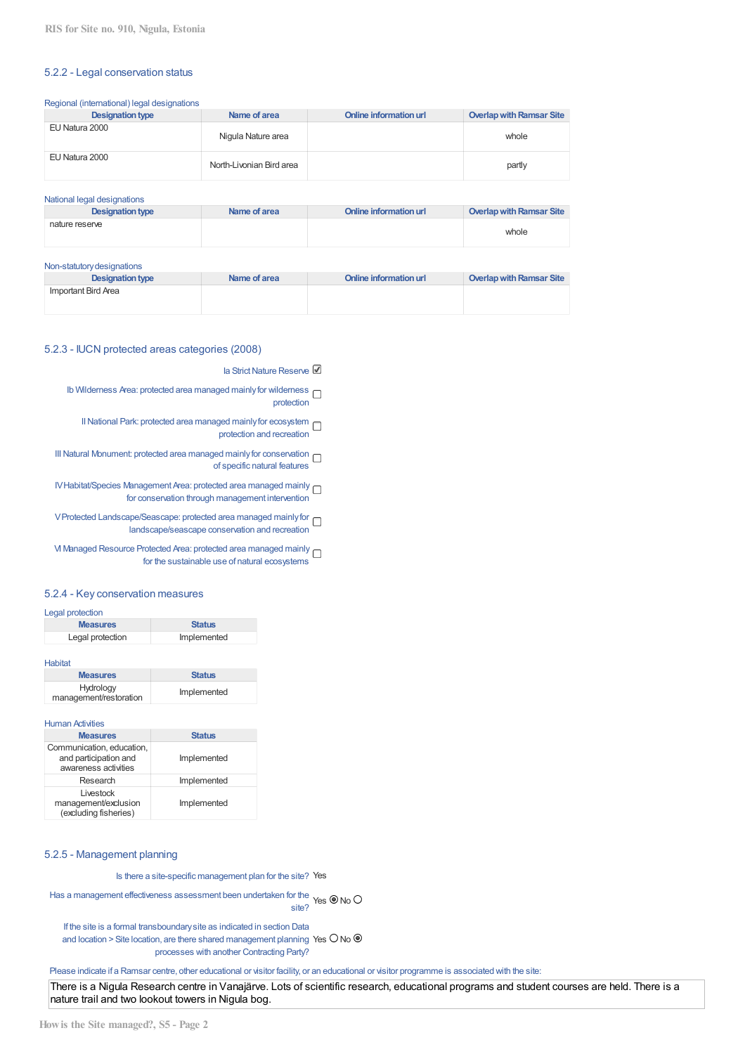### 5.2.2 - Legal conservation status

Regional (international) legal designations

| Designation type | Name of area | Online information url | Overlap with Ramsar Site |
|---|---|---|---|
| EU Natura 2000 | Nigula Nature area | | whole |
| EU Natura 2000 | North-Livonian Bird area | | partly |

National legal designations

| Designation type | Name of area | Online information url | Overlap with Ramsar Site |
|---|---|---|---|
| nature reserve | | | whole |

Non-statutory designations

| Designation type | Name of area | Online information url | Overlap with Ramsar Site |
|---|---|---|---|
| Important Bird Area | | | |

### 5.2.3 - IUCN protected areas categories (2008)

- [x] Ia Strict Nature Reserve
- [ ] Ib Wilderness Area: protected area managed mainly for wilderness protection
- [ ] II National Park: protected area managed mainly for ecosystem protection and recreation
- [ ] III Natural Monument: protected area managed mainly for conservation of specific natural features
- [ ] IV Habitat/Species Management Area: protected area managed mainly for conservation through management intervention
- [ ] V Protected Landscape/Seascape: protected area managed mainly for landscape/seascape conservation and recreation
- [ ] VI Managed Resource Protected Area: protected area managed mainly for the sustainable use of natural ecosystems

### 5.2.4 - Key conservation measures

Legal protection

| Measures | Status |
|---|---|
| Legal protection | Implemented |

Habitat

| Measures | Status |
|---|---|
| Hydrology management/restoration | Implemented |

Human Activities

| Measures | Status |
|---|---|
| Communication, education, and participation and awareness activities | Implemented |
| Research | Implemented |
| Livestock management/exclusion (excluding fisheries) | Implemented |

### 5.2.5 - Management planning

Is there a site-specific management plan for the site? Yes

Has a management effectiveness assessment been undertaken for the site? Yes ◉ No ○

If the site is a formal transboundary site as indicated in section Data and location > Site location, are there shared management planning processes with another Contracting Party? Yes ○ No ◉

Please indicate if a Ramsar centre, other educational or visitor facility, or an educational or visitor programme is associated with the site:

There is a Nigula Research centre in Vanajärve. Lots of scientific research, educational programs and student courses are held. There is a nature trail and two lookout towers in Nigula bog.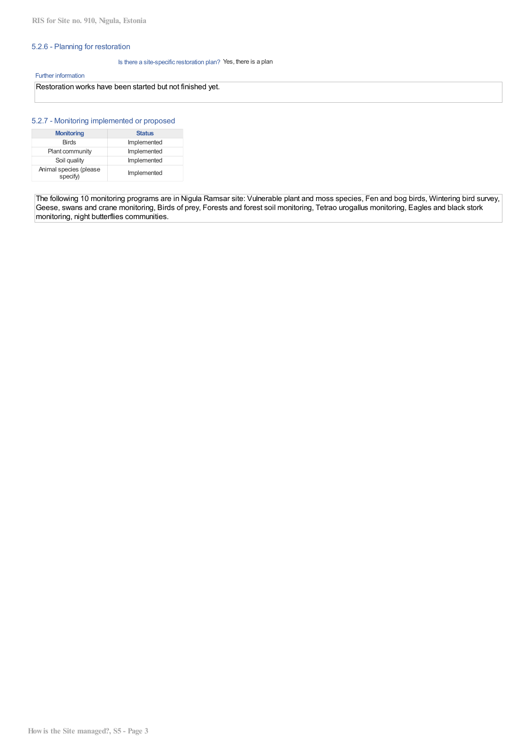### 5.2.6 - Planning for restoration

Is there a site-specific restoration plan? Yes, there is a plan

Further information

Restoration works have been started but not finished yet.

### 5.2.7 - Monitoring implemented or proposed

| Monitoring | Status |
| --- | --- |
| Birds | Implemented |
| Plant community | Implemented |
| Soil quality | Implemented |
| Animal species (please specify) | Implemented |

The following 10 monitoring programs are in Nigula Ramsar site: Vulnerable plant and moss species, Fen and bog birds, Wintering bird survey, Geese, swans and crane monitoring, Birds of prey, Forests and forest soil monitoring, Tetrao urogallus monitoring, Eagles and black stork monitoring, night butterflies communities.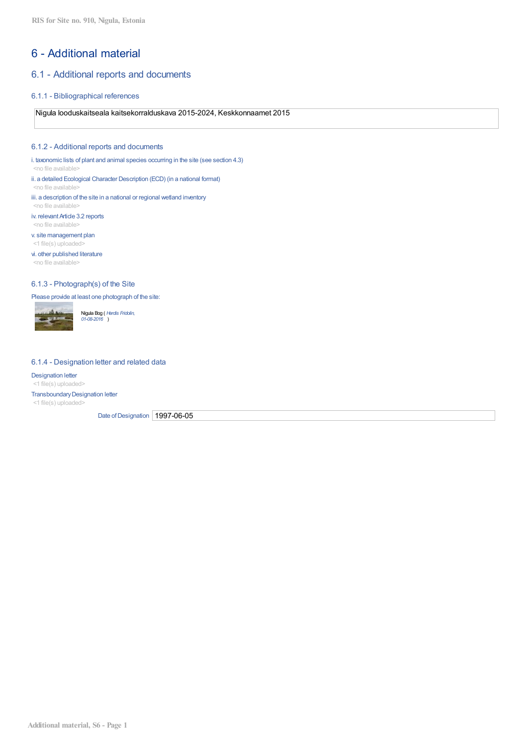# 6 - Additional material

## 6.1 - Additional reports and documents

### 6.1.1 - Bibliographical references

Nigula looduskaitseala kaitsekorralduskava 2015-2024, Keskkonnaamet 2015

### 6.1.2 - Additional reports and documents

i. taxonomic lists of plant and animal species occurring in the site (see section 4.3)
<no file available>

ii. a detailed Ecological Character Description (ECD) (in a national format)
<no file available>

iii. a description of the site in a national or regional wetland inventory
<no file available>

iv. relevant Article 3.2 reports
<no file available>

v. site management plan
<1 file(s) uploaded>

vi. other published literature
<no file available>

### 6.1.3 - Photograph(s) of the Site

Please provide at least one photograph of the site:

Nigula Bog ( *Herdis Fridolin, 01-08-2016* )

### 6.1.4 - Designation letter and related data

Designation letter
<1 file(s) uploaded>

Transboundary Designation letter
<1 file(s) uploaded>

Date of Designation: 1997-06-05